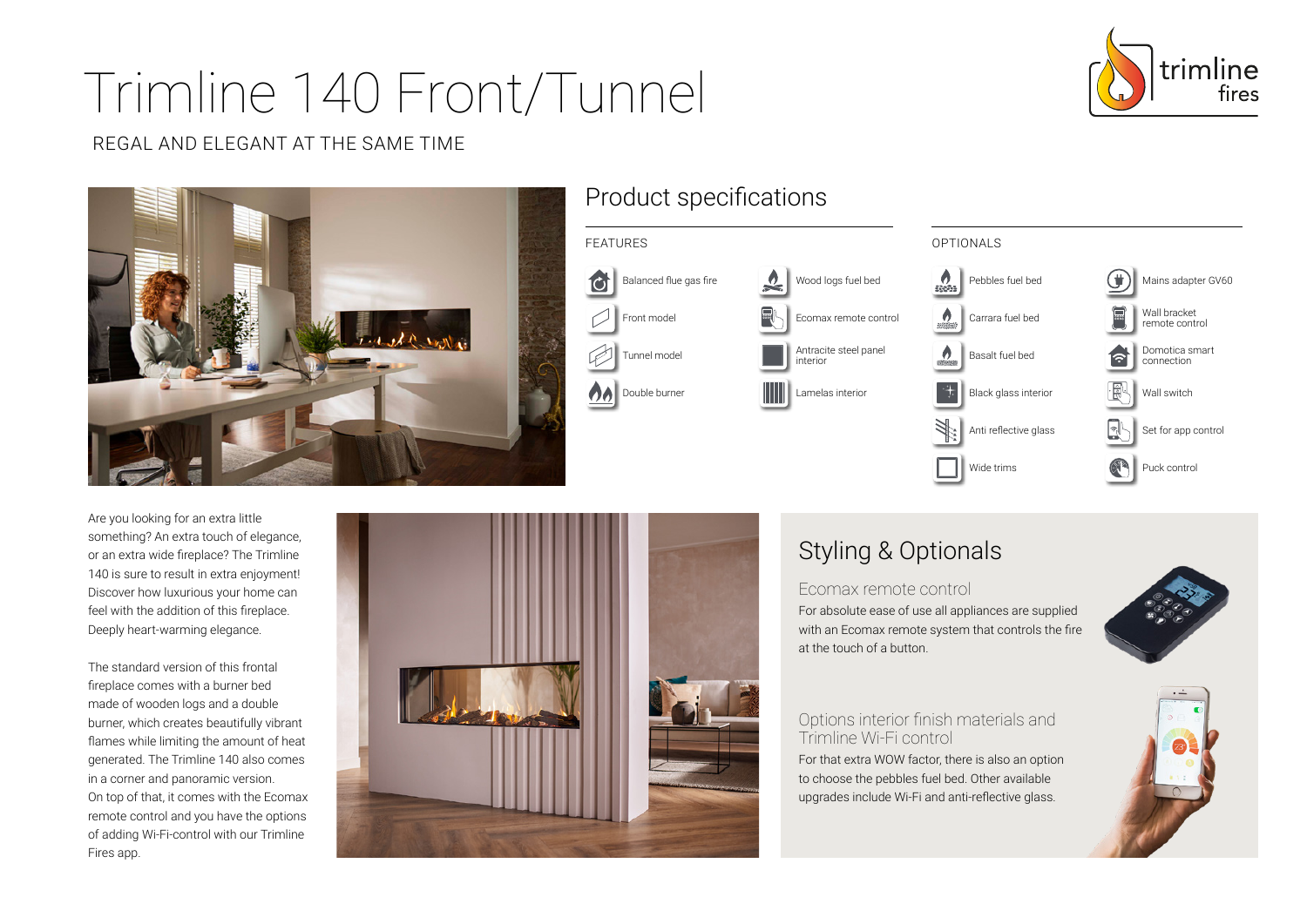# Trimline 140 Front/Tunnel

REGAL AND ELEGANT AT THE SAME TIME

## Product specifications

### FEATURES

- Balanced flue gas fire
- Front model
- Tunnel model
- Double burner
- Wood logs fuel bed
- Ecomax remote control
- Antracite steel panel interior
- Lamelas interior

### OPTIONALS

- Pebbles fuel bed
- Carrara fuel bed
- Basalt fuel bed
- Black glass interior
- Anti reflective glass
- Wide trims
- Mains adapter GV60
- Wall bracket remote control
- Domotica smart connection
- Wall switch
- Set for app control
- Puck control

Are you looking for an extra little something? An extra touch of elegance, or an extra wide fireplace? The Trimline 140 is sure to result in extra enjoyment! Discover how luxurious your home can feel with the addition of this fireplace. Deeply heart-warming elegance.

The standard version of this frontal fireplace comes with a burner bed made of wooden logs and a double burner, which creates beautifully vibrant flames while limiting the amount of heat generated. The Trimline 140 also comes in a corner and panoramic version. On top of that, it comes with the Ecomax remote control and you have the options of adding Wi-Fi-control with our Trimline Fires app.

## Styling & Optionals

### Ecomax remote control

For absolute ease of use all appliances are supplied with an Ecomax remote system that controls the fire at the touch of a button.

### Options interior finish materials and Trimline Wi-Fi control

For that extra WOW factor, there is also an option to choose the pebbles fuel bed. Other available upgrades include Wi-Fi and anti-reflective glass.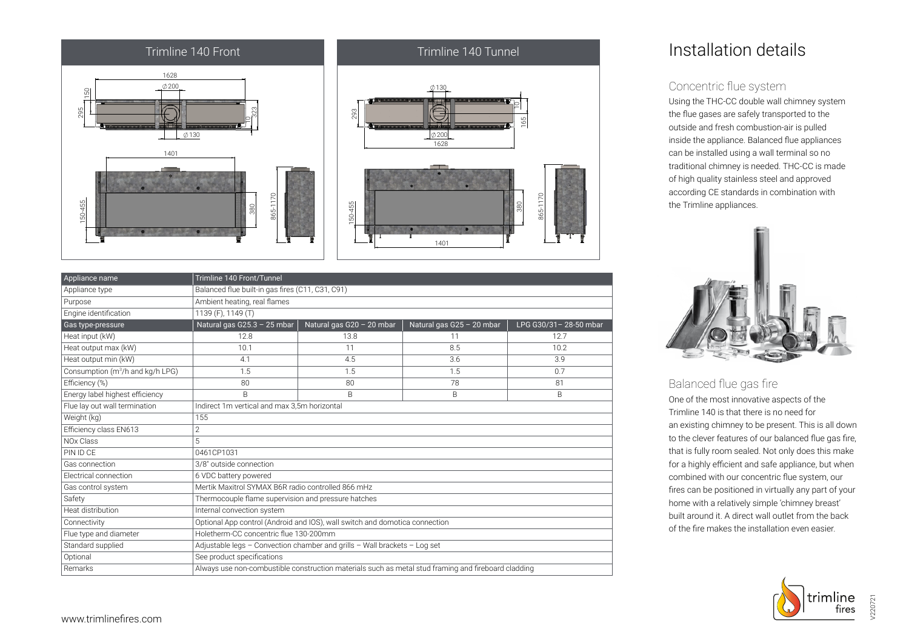## Trimline 140 Front

1628
⌀200
150
295
323
10
⌀130
1401
150-455
380
865-1170

## Trimline 140 Tunnel

⌀130
293
10
165
⌀200
1628
150-455
380
865-1170
1401

| Appliance name | Trimline 140 Front/Tunnel | | | |
|---|---|---|---|---|
| Appliance type | Balanced flue built-in gas fires (C11, C31, C91) | | | |
| Purpose | Ambient heating, real flames | | | |
| Engine identification | 1139 (F), 1149 (T) | | | |
| Gas type-pressure | Natural gas G25.3 – 25 mbar | Natural gas G20 – 20 mbar | Natural gas G25 – 20 mbar | LPG G30/31– 28-50 mbar |
| Heat input (kW) | 12.8 | 13.8 | 11 | 12.7 |
| Heat output max (kW) | 10.1 | 11 | 8.5 | 10.2 |
| Heat output min (kW) | 4.1 | 4.5 | 3.6 | 3.9 |
| Consumption ($m^3$/h and kg/h LPG) | 1.5 | 1.5 | 1.5 | 0.7 |
| Efficiency (%) | 80 | 80 | 78 | 81 |
| Energy label highest efficiency | B | B | B | B |
| Flue lay out wall termination | Indirect 1m vertical and max 3,5m horizontal | | | |
| Weight (kg) | 155 | | | |
| Efficiency class EN613 | 2 | | | |
| NOx Class | 5 | | | |
| PIN ID CE | 0461CP1031 | | | |
| Gas connection | 3/8" outside connection | | | |
| Electrical connection | 6 VDC battery powered | | | |
| Gas control system | Mertik Maxitrol SYMAX B6R radio controlled 866 mHz | | | |
| Safety | Thermocouple flame supervision and pressure hatches | | | |
| Heat distribution | Internal convection system | | | |
| Connectivity | Optional App control (Android and IOS), wall switch and domotica connection | | | |
| Flue type and diameter | Holetherm-CC concentric flue 130-200mm | | | |
| Standard supplied | Adjustable legs – Convection chamber and grills – Wall brackets – Log set | | | |
| Optional | See product specifications | | | |
| Remarks | Always use non-combustible construction materials such as metal stud framing and fireboard cladding | | | |

# Installation details

## Concentric flue system

Using the THC-CC double wall chimney system the flue gases are safely transported to the outside and fresh combustion-air is pulled inside the appliance. Balanced flue appliances can be installed using a wall terminal so no traditional chimney is needed. THC-CC is made of high quality stainless steel and approved according CE standards in combination with the Trimline appliances.

## Balanced flue gas fire

One of the most innovative aspects of the Trimline 140 is that there is no need for an existing chimney to be present. This is all down to the clever features of our balanced flue gas fire, that is fully room sealed. Not only does this make for a highly efficient and safe appliance, but when combined with our concentric flue system, our fires can be positioned in virtually any part of your home with a relatively simple 'chimney breast' built around it. A direct wall outlet from the back of the fire makes the installation even easier.

www.trimlinefires.com

V220721